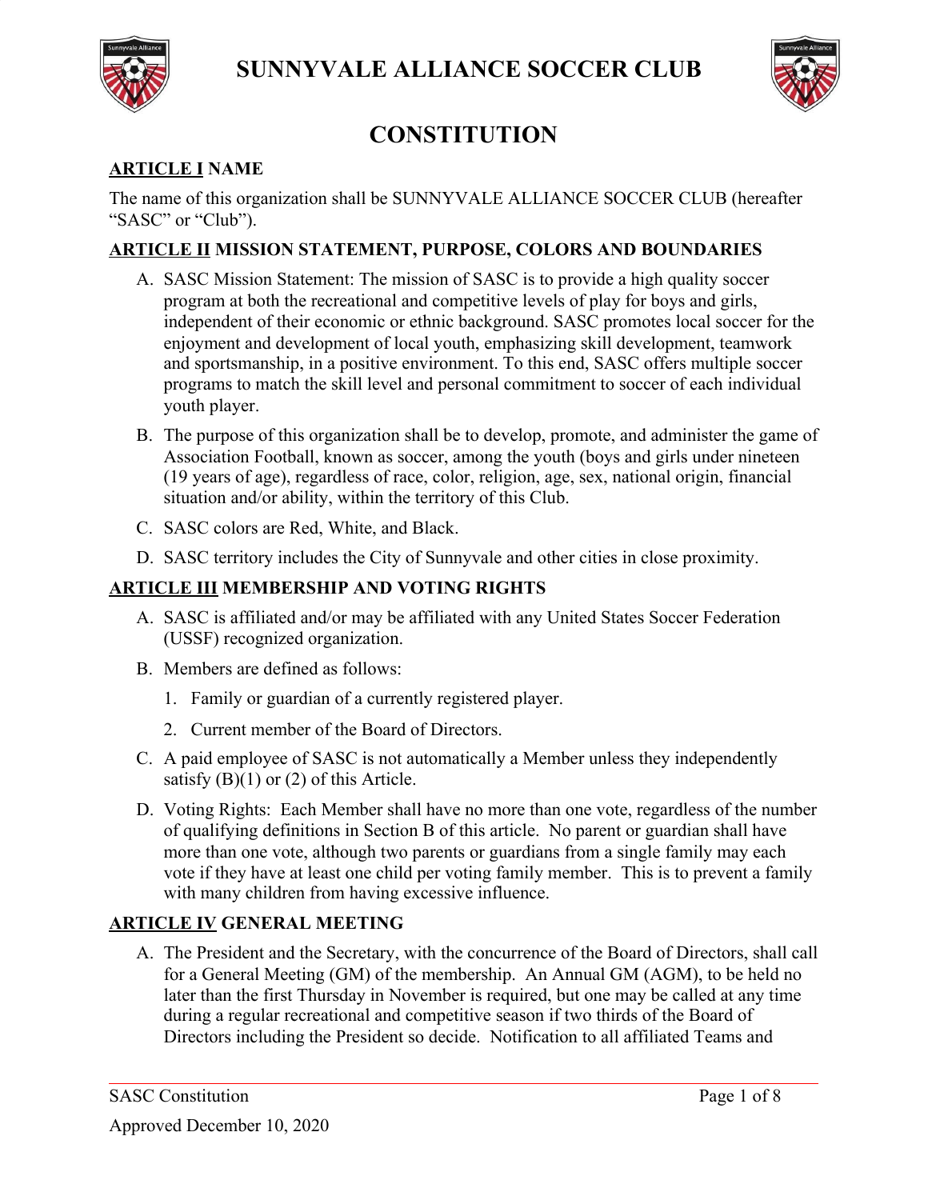# SUNNYVALE ALLIANCE SOCCER CLUB

# CONSTITUTION

## ARTICLE I NAME

The name of this organization shall be SUNNYVALE ALLIANCE SOCCER CLUB (hereafter "SASC" or "Club").

## ARTICLE II MISSION STATEMENT, PURPOSE, COLORS AND BOUNDARIES

A. SASC Mission Statement: The mission of SASC is to provide a high quality soccer program at both the recreational and competitive levels of play for boys and girls, independent of their economic or ethnic background. SASC promotes local soccer for the enjoyment and development of local youth, emphasizing skill development, teamwork and sportsmanship, in a positive environment. To this end, SASC offers multiple soccer programs to match the skill level and personal commitment to soccer of each individual youth player.

B. The purpose of this organization shall be to develop, promote, and administer the game of Association Football, known as soccer, among the youth (boys and girls under nineteen (19 years of age), regardless of race, color, religion, age, sex, national origin, financial situation and/or ability, within the territory of this Club.

C. SASC colors are Red, White, and Black.

D. SASC territory includes the City of Sunnyvale and other cities in close proximity.

## ARTICLE III MEMBERSHIP AND VOTING RIGHTS

A. SASC is affiliated and/or may be affiliated with any United States Soccer Federation (USSF) recognized organization.

B. Members are defined as follows:

1. Family or guardian of a currently registered player.
2. Current member of the Board of Directors.

C. A paid employee of SASC is not automatically a Member unless they independently satisfy (B)(1) or (2) of this Article.

D. Voting Rights: Each Member shall have no more than one vote, regardless of the number of qualifying definitions in Section B of this article. No parent or guardian shall have more than one vote, although two parents or guardians from a single family may each vote if they have at least one child per voting family member. This is to prevent a family with many children from having excessive influence.

## ARTICLE IV GENERAL MEETING

A. The President and the Secretary, with the concurrence of the Board of Directors, shall call for a General Meeting (GM) of the membership. An Annual GM (AGM), to be held no later than the first Thursday in November is required, but one may be called at any time during a regular recreational and competitive season if two thirds of the Board of Directors including the President so decide. Notification to all affiliated Teams and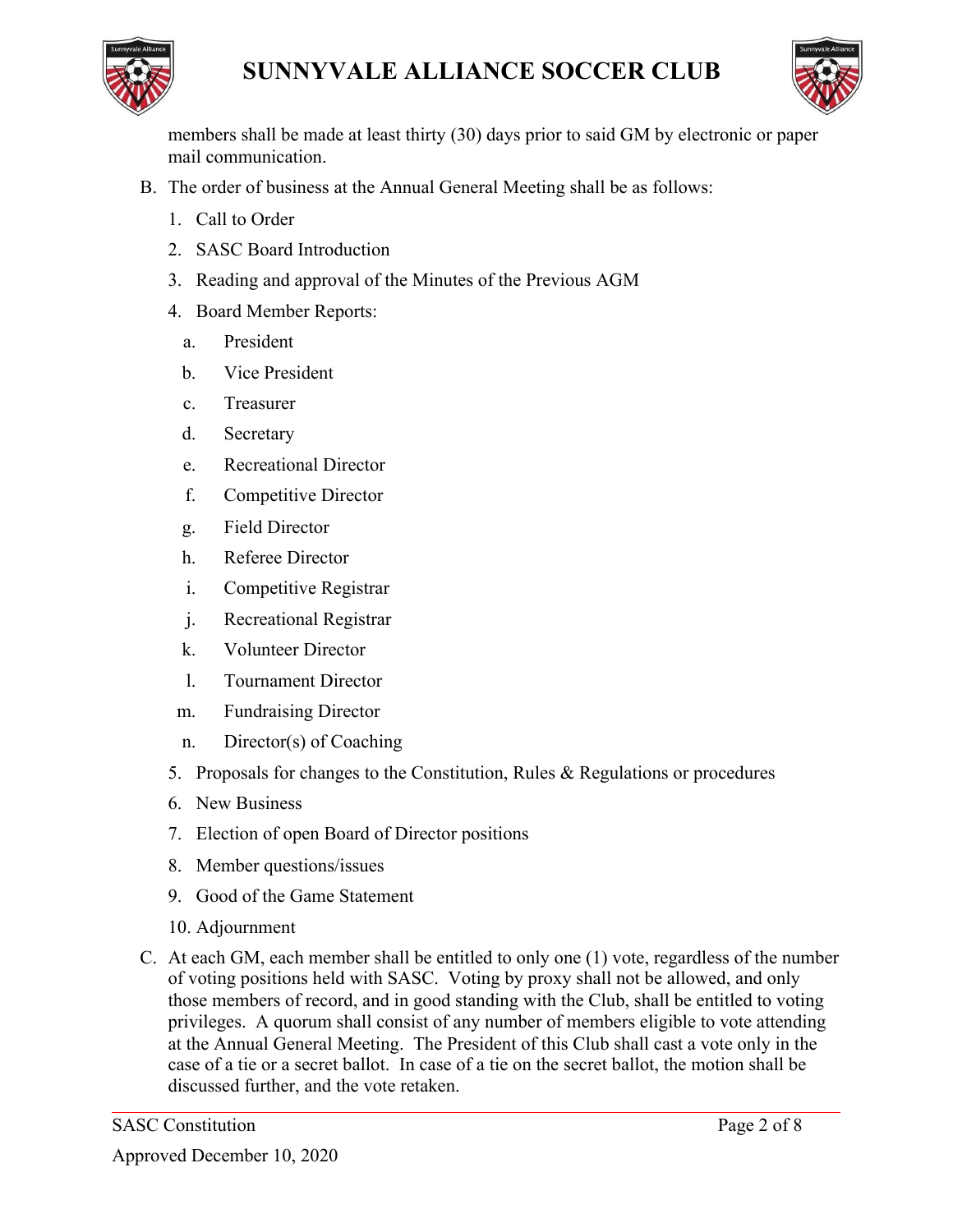members shall be made at least thirty (30) days prior to said GM by electronic or paper mail communication.

B. The order of business at the Annual General Meeting shall be as follows:

   1. Call to Order
   2. SASC Board Introduction
   3. Reading and approval of the Minutes of the Previous AGM
   4. Board Member Reports:
      a. President
      b. Vice President
      c. Treasurer
      d. Secretary
      e. Recreational Director
      f. Competitive Director
      g. Field Director
      h. Referee Director
      i. Competitive Registrar
      j. Recreational Registrar
      k. Volunteer Director
      l. Tournament Director
      m. Fundraising Director
      n. Director(s) of Coaching
   5. Proposals for changes to the Constitution, Rules & Regulations or procedures
   6. New Business
   7. Election of open Board of Director positions
   8. Member questions/issues
   9. Good of the Game Statement
   10. Adjournment

C. At each GM, each member shall be entitled to only one (1) vote, regardless of the number of voting positions held with SASC. Voting by proxy shall not be allowed, and only those members of record, and in good standing with the Club, shall be entitled to voting privileges. A quorum shall consist of any number of members eligible to vote attending at the Annual General Meeting. The President of this Club shall cast a vote only in the case of a tie or a secret ballot. In case of a tie on the secret ballot, the motion shall be discussed further, and the vote retaken.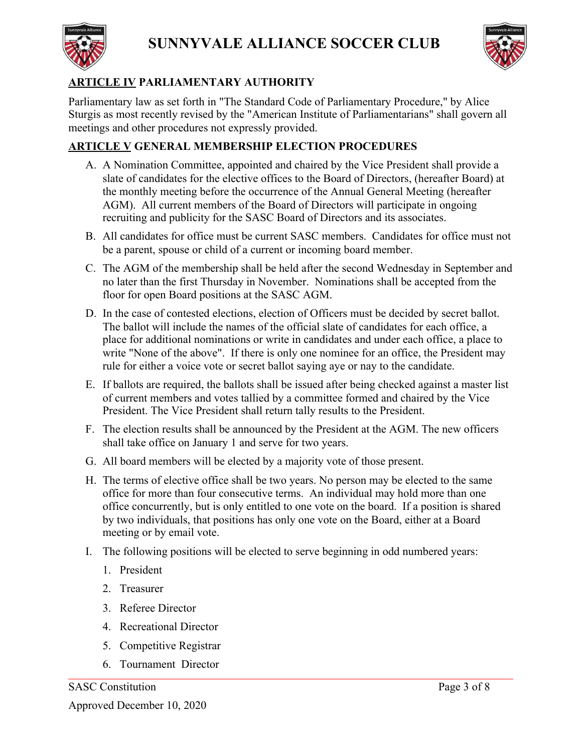## ARTICLE IV PARLIAMENTARY AUTHORITY

Parliamentary law as set forth in "The Standard Code of Parliamentary Procedure," by Alice Sturgis as most recently revised by the "American Institute of Parliamentarians" shall govern all meetings and other procedures not expressly provided.

## ARTICLE V GENERAL MEMBERSHIP ELECTION PROCEDURES

A. A Nomination Committee, appointed and chaired by the Vice President shall provide a slate of candidates for the elective offices to the Board of Directors, (hereafter Board) at the monthly meeting before the occurrence of the Annual General Meeting (hereafter AGM). All current members of the Board of Directors will participate in ongoing recruiting and publicity for the SASC Board of Directors and its associates.

B. All candidates for office must be current SASC members. Candidates for office must not be a parent, spouse or child of a current or incoming board member.

C. The AGM of the membership shall be held after the second Wednesday in September and no later than the first Thursday in November. Nominations shall be accepted from the floor for open Board positions at the SASC AGM.

D. In the case of contested elections, election of Officers must be decided by secret ballot. The ballot will include the names of the official slate of candidates for each office, a place for additional nominations or write in candidates and under each office, a place to write "None of the above". If there is only one nominee for an office, the President may rule for either a voice vote or secret ballot saying aye or nay to the candidate.

E. If ballots are required, the ballots shall be issued after being checked against a master list of current members and votes tallied by a committee formed and chaired by the Vice President. The Vice President shall return tally results to the President.

F. The election results shall be announced by the President at the AGM. The new officers shall take office on January 1 and serve for two years.

G. All board members will be elected by a majority vote of those present.

H. The terms of elective office shall be two years. No person may be elected to the same office for more than four consecutive terms. An individual may hold more than one office concurrently, but is only entitled to one vote on the board. If a position is shared by two individuals, that positions has only one vote on the Board, either at a Board meeting or by email vote.

I. The following positions will be elected to serve beginning in odd numbered years:
   1. President
   2. Treasurer
   3. Referee Director
   4. Recreational Director
   5. Competitive Registrar
   6. Tournament Director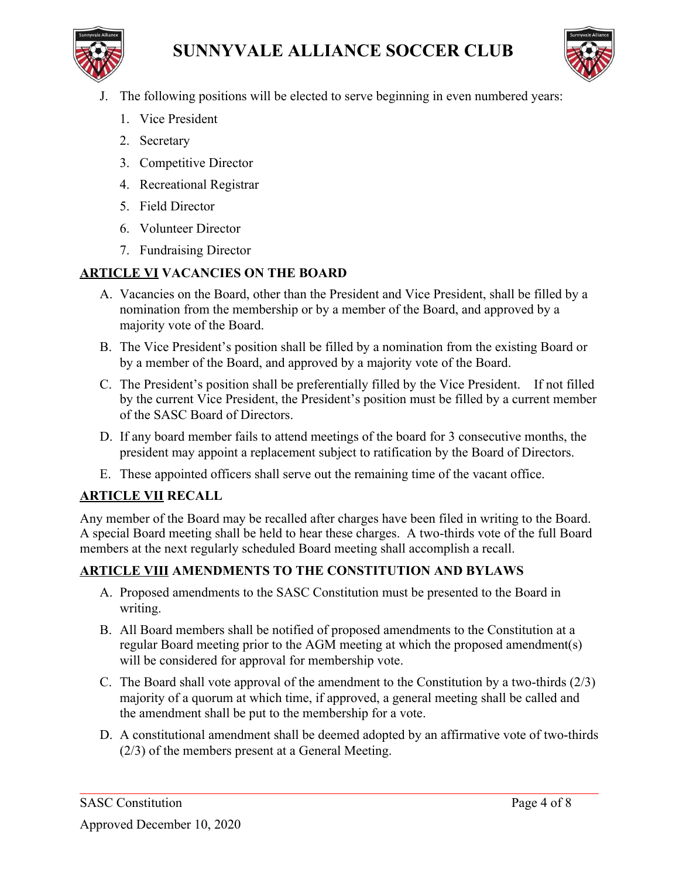J. The following positions will be elected to serve beginning in even numbered years:

   1. Vice President
   2. Secretary
   3. Competitive Director
   4. Recreational Registrar
   5. Field Director
   6. Volunteer Director
   7. Fundraising Director

## ARTICLE VI VACANCIES ON THE BOARD

A. Vacancies on the Board, other than the President and Vice President, shall be filled by a nomination from the membership or by a member of the Board, and approved by a majority vote of the Board.

B. The Vice President's position shall be filled by a nomination from the existing Board or by a member of the Board, and approved by a majority vote of the Board.

C. The President's position shall be preferentially filled by the Vice President. If not filled by the current Vice President, the President's position must be filled by a current member of the SASC Board of Directors.

D. If any board member fails to attend meetings of the board for 3 consecutive months, the president may appoint a replacement subject to ratification by the Board of Directors.

E. These appointed officers shall serve out the remaining time of the vacant office.

## ARTICLE VII RECALL

Any member of the Board may be recalled after charges have been filed in writing to the Board. A special Board meeting shall be held to hear these charges. A two-thirds vote of the full Board members at the next regularly scheduled Board meeting shall accomplish a recall.

## ARTICLE VIII AMENDMENTS TO THE CONSTITUTION AND BYLAWS

A. Proposed amendments to the SASC Constitution must be presented to the Board in writing.

B. All Board members shall be notified of proposed amendments to the Constitution at a regular Board meeting prior to the AGM meeting at which the proposed amendment(s) will be considered for approval for membership vote.

C. The Board shall vote approval of the amendment to the Constitution by a two-thirds (2/3) majority of a quorum at which time, if approved, a general meeting shall be called and the amendment shall be put to the membership for a vote.

D. A constitutional amendment shall be deemed adopted by an affirmative vote of two-thirds (2/3) of the members present at a General Meeting.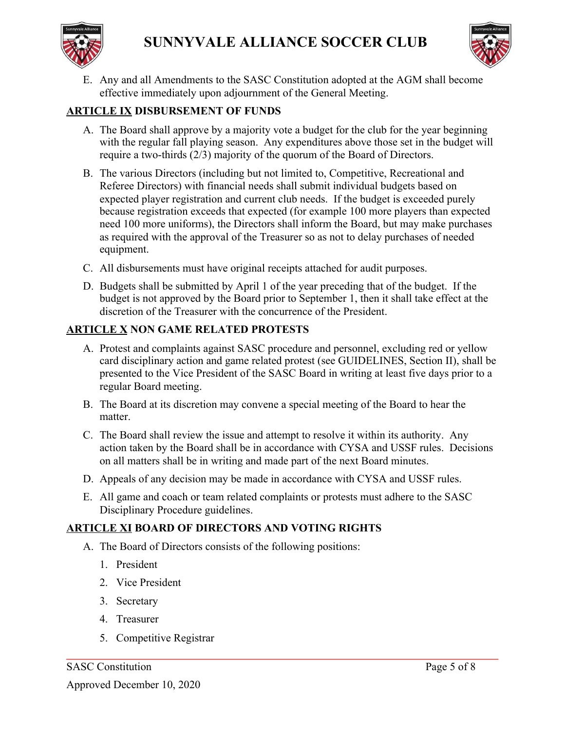E. Any and all Amendments to the SASC Constitution adopted at the AGM shall become effective immediately upon adjournment of the General Meeting.

## ARTICLE IX DISBURSEMENT OF FUNDS

A. The Board shall approve by a majority vote a budget for the club for the year beginning with the regular fall playing season. Any expenditures above those set in the budget will require a two-thirds (2/3) majority of the quorum of the Board of Directors.

B. The various Directors (including but not limited to, Competitive, Recreational and Referee Directors) with financial needs shall submit individual budgets based on expected player registration and current club needs. If the budget is exceeded purely because registration exceeds that expected (for example 100 more players than expected need 100 more uniforms), the Directors shall inform the Board, but may make purchases as required with the approval of the Treasurer so as not to delay purchases of needed equipment.

C. All disbursements must have original receipts attached for audit purposes.

D. Budgets shall be submitted by April 1 of the year preceding that of the budget. If the budget is not approved by the Board prior to September 1, then it shall take effect at the discretion of the Treasurer with the concurrence of the President.

## ARTICLE X NON GAME RELATED PROTESTS

A. Protest and complaints against SASC procedure and personnel, excluding red or yellow card disciplinary action and game related protest (see GUIDELINES, Section II), shall be presented to the Vice President of the SASC Board in writing at least five days prior to a regular Board meeting.

B. The Board at its discretion may convene a special meeting of the Board to hear the matter.

C. The Board shall review the issue and attempt to resolve it within its authority. Any action taken by the Board shall be in accordance with CYSA and USSF rules. Decisions on all matters shall be in writing and made part of the next Board minutes.

D. Appeals of any decision may be made in accordance with CYSA and USSF rules.

E. All game and coach or team related complaints or protests must adhere to the SASC Disciplinary Procedure guidelines.

## ARTICLE XI BOARD OF DIRECTORS AND VOTING RIGHTS

A. The Board of Directors consists of the following positions:

1. President
2. Vice President
3. Secretary
4. Treasurer
5. Competitive Registrar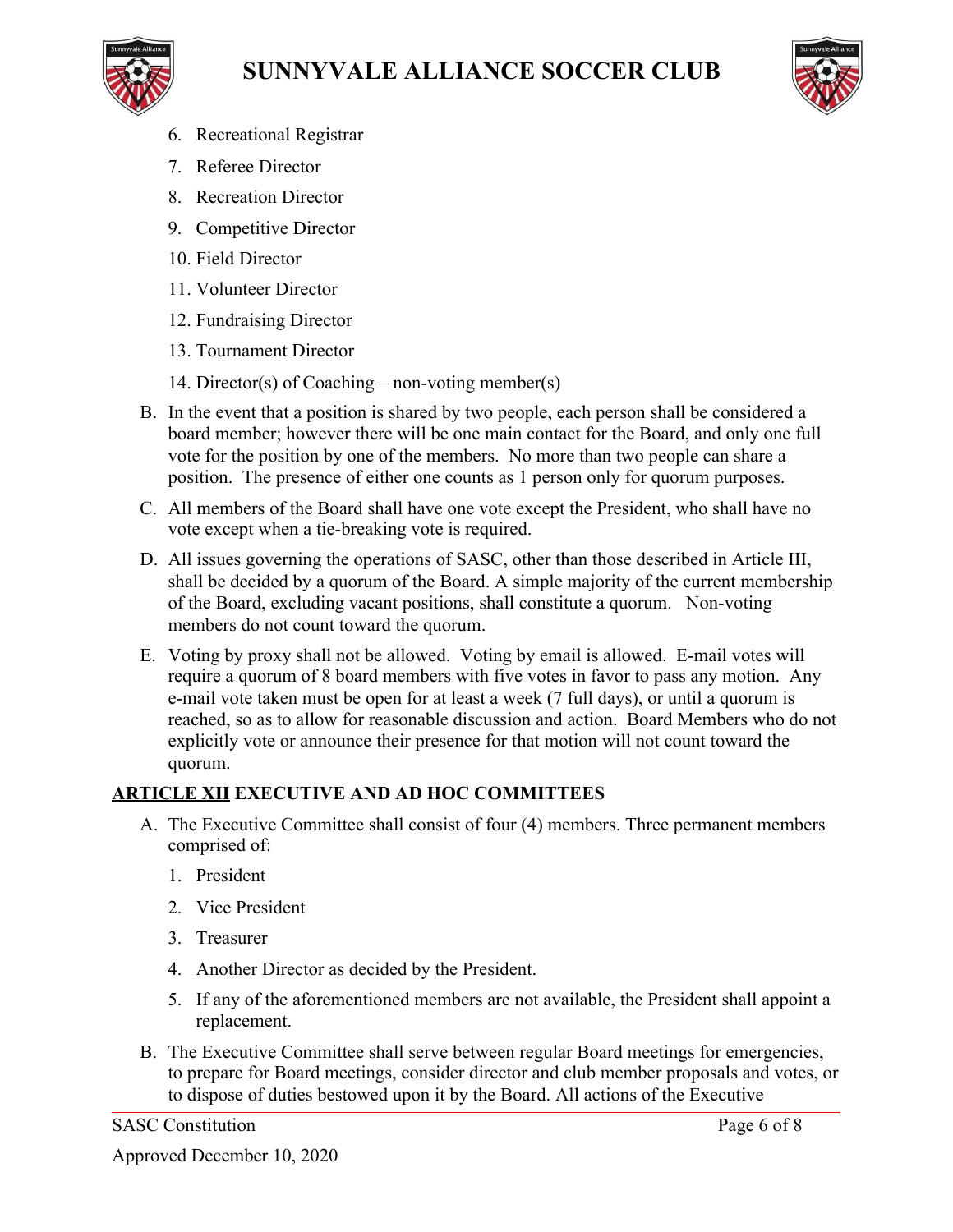6. Recreational Registrar
7. Referee Director
8. Recreation Director
9. Competitive Director
10. Field Director
11. Volunteer Director
12. Fundraising Director
13. Tournament Director
14. Director(s) of Coaching – non-voting member(s)

B. In the event that a position is shared by two people, each person shall be considered a board member; however there will be one main contact for the Board, and only one full vote for the position by one of the members. No more than two people can share a position. The presence of either one counts as 1 person only for quorum purposes.

C. All members of the Board shall have one vote except the President, who shall have no vote except when a tie-breaking vote is required.

D. All issues governing the operations of SASC, other than those described in Article III, shall be decided by a quorum of the Board. A simple majority of the current membership of the Board, excluding vacant positions, shall constitute a quorum. Non-voting members do not count toward the quorum.

E. Voting by proxy shall not be allowed. Voting by email is allowed. E-mail votes will require a quorum of 8 board members with five votes in favor to pass any motion. Any e-mail vote taken must be open for at least a week (7 full days), or until a quorum is reached, so as to allow for reasonable discussion and action. Board Members who do not explicitly vote or announce their presence for that motion will not count toward the quorum.

## <u>ARTICLE XII</u> EXECUTIVE AND AD HOC COMMITTEES

A. The Executive Committee shall consist of four (4) members. Three permanent members comprised of:

1. President
2. Vice President
3. Treasurer
4. Another Director as decided by the President.
5. If any of the aforementioned members are not available, the President shall appoint a replacement.

B. The Executive Committee shall serve between regular Board meetings for emergencies, to prepare for Board meetings, consider director and club member proposals and votes, or to dispose of duties bestowed upon it by the Board. All actions of the Executive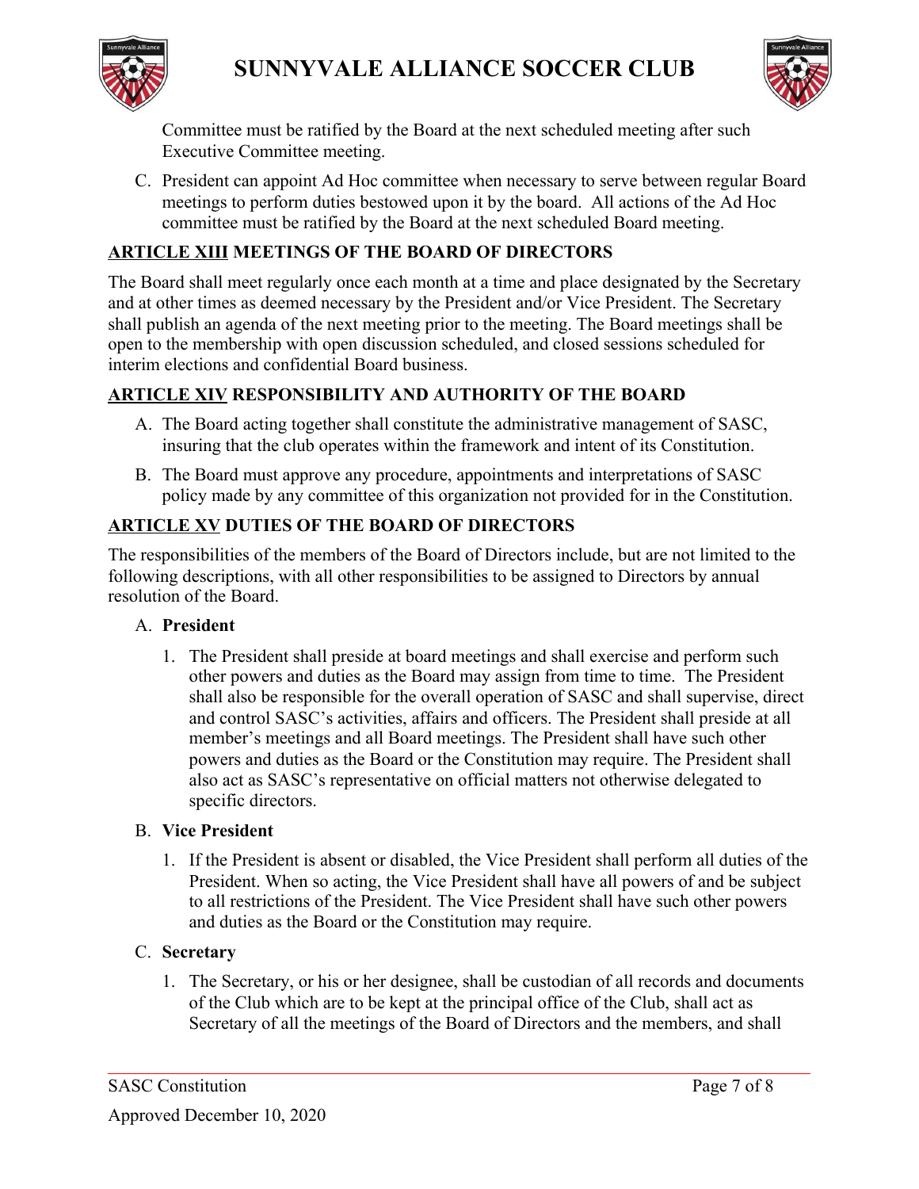Committee must be ratified by the Board at the next scheduled meeting after such Executive Committee meeting.

C. President can appoint Ad Hoc committee when necessary to serve between regular Board meetings to perform duties bestowed upon it by the board. All actions of the Ad Hoc committee must be ratified by the Board at the next scheduled Board meeting.

## ARTICLE XIII MEETINGS OF THE BOARD OF DIRECTORS

The Board shall meet regularly once each month at a time and place designated by the Secretary and at other times as deemed necessary by the President and/or Vice President. The Secretary shall publish an agenda of the next meeting prior to the meeting. The Board meetings shall be open to the membership with open discussion scheduled, and closed sessions scheduled for interim elections and confidential Board business.

## ARTICLE XIV RESPONSIBILITY AND AUTHORITY OF THE BOARD

A. The Board acting together shall constitute the administrative management of SASC, insuring that the club operates within the framework and intent of its Constitution.

B. The Board must approve any procedure, appointments and interpretations of SASC policy made by any committee of this organization not provided for in the Constitution.

## ARTICLE XV DUTIES OF THE BOARD OF DIRECTORS

The responsibilities of the members of the Board of Directors include, but are not limited to the following descriptions, with all other responsibilities to be assigned to Directors by annual resolution of the Board.

A. **President**

1. The President shall preside at board meetings and shall exercise and perform such other powers and duties as the Board may assign from time to time. The President shall also be responsible for the overall operation of SASC and shall supervise, direct and control SASC's activities, affairs and officers. The President shall preside at all member's meetings and all Board meetings. The President shall have such other powers and duties as the Board or the Constitution may require. The President shall also act as SASC's representative on official matters not otherwise delegated to specific directors.

B. **Vice President**

1. If the President is absent or disabled, the Vice President shall perform all duties of the President. When so acting, the Vice President shall have all powers of and be subject to all restrictions of the President. The Vice President shall have such other powers and duties as the Board or the Constitution may require.

C. **Secretary**

1. The Secretary, or his or her designee, shall be custodian of all records and documents of the Club which are to be kept at the principal office of the Club, shall act as Secretary of all the meetings of the Board of Directors and the members, and shall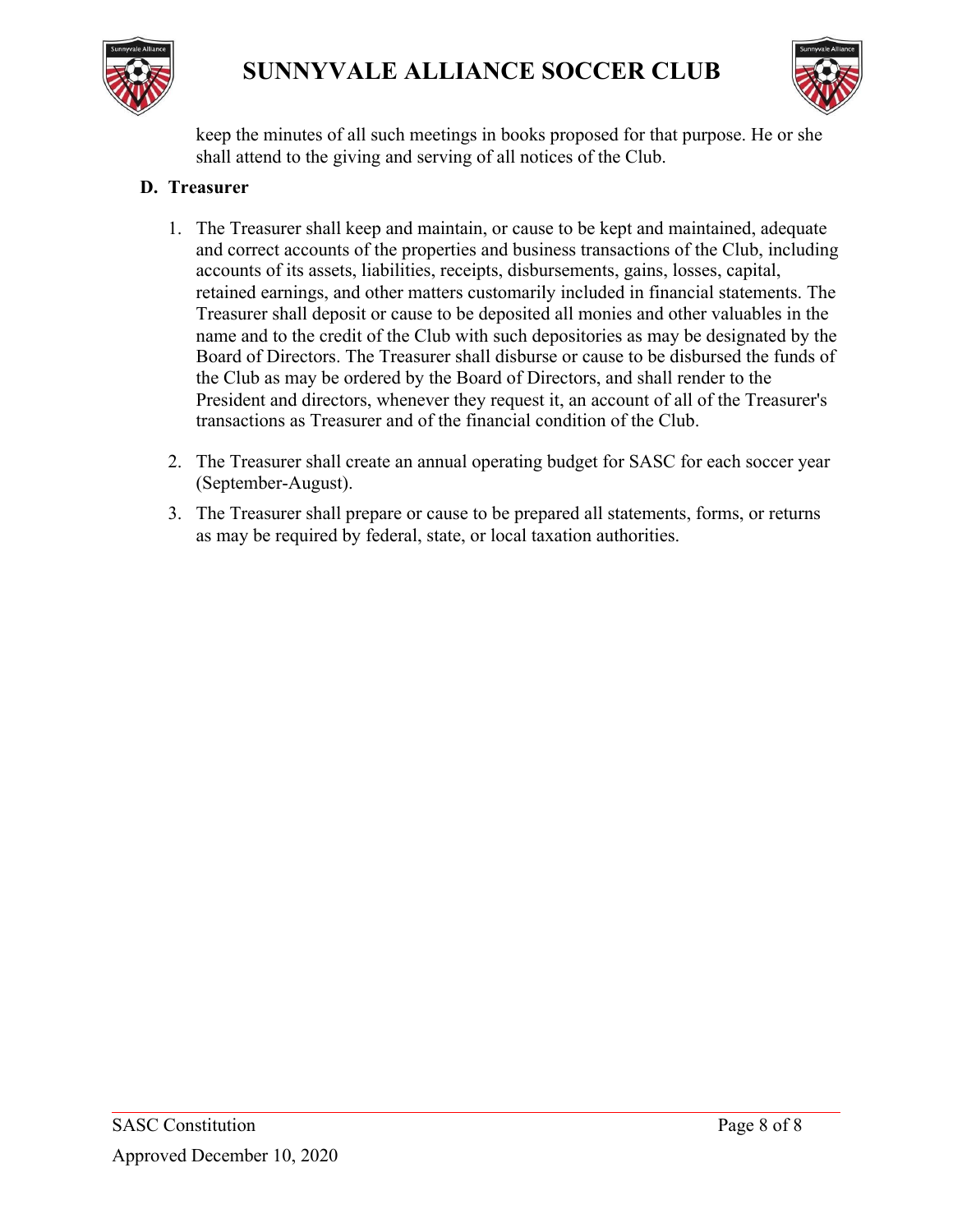keep the minutes of all such meetings in books proposed for that purpose. He or she shall attend to the giving and serving of all notices of the Club.

**D. Treasurer**

1. The Treasurer shall keep and maintain, or cause to be kept and maintained, adequate and correct accounts of the properties and business transactions of the Club, including accounts of its assets, liabilities, receipts, disbursements, gains, losses, capital, retained earnings, and other matters customarily included in financial statements. The Treasurer shall deposit or cause to be deposited all monies and other valuables in the name and to the credit of the Club with such depositories as may be designated by the Board of Directors. The Treasurer shall disburse or cause to be disbursed the funds of the Club as may be ordered by the Board of Directors, and shall render to the President and directors, whenever they request it, an account of all of the Treasurer's transactions as Treasurer and of the financial condition of the Club.

2. The Treasurer shall create an annual operating budget for SASC for each soccer year (September-August).

3. The Treasurer shall prepare or cause to be prepared all statements, forms, or returns as may be required by federal, state, or local taxation authorities.